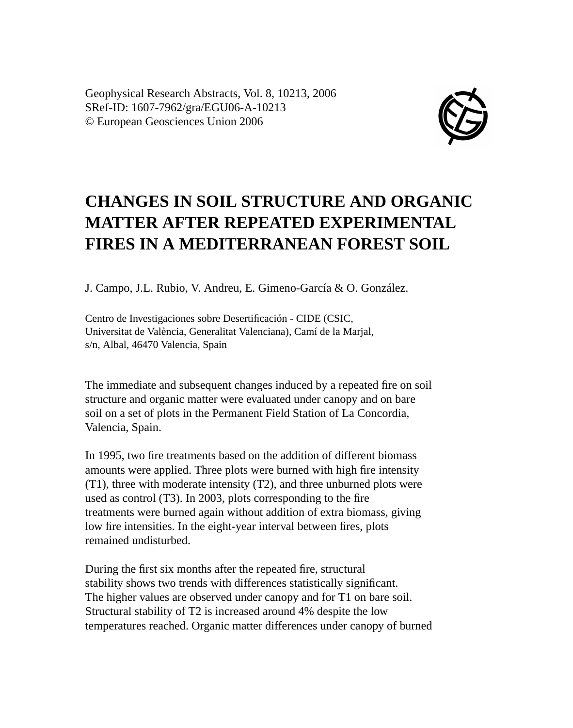Geophysical Research Abstracts, Vol. 8, 10213, 2006
SRef-ID: 1607-7962/gra/EGU06-A-10213
© European Geosciences Union 2006

# CHANGES IN SOIL STRUCTURE AND ORGANIC MATTER AFTER REPEATED EXPERIMENTAL FIRES IN A MEDITERRANEAN FOREST SOIL

J. Campo, J.L. Rubio, V. Andreu, E. Gimeno-García & O. González.

Centro de Investigaciones sobre Desertificación - CIDE (CSIC, Universitat de València, Generalitat Valenciana), Camí de la Marjal, s/n, Albal, 46470 Valencia, Spain

The immediate and subsequent changes induced by a repeated fire on soil structure and organic matter were evaluated under canopy and on bare soil on a set of plots in the Permanent Field Station of La Concordia, Valencia, Spain.

In 1995, two fire treatments based on the addition of different biomass amounts were applied. Three plots were burned with high fire intensity (T1), three with moderate intensity (T2), and three unburned plots were used as control (T3). In 2003, plots corresponding to the fire treatments were burned again without addition of extra biomass, giving low fire intensities. In the eight-year interval between fires, plots remained undisturbed.

During the first six months after the repeated fire, structural stability shows two trends with differences statistically significant. The higher values are observed under canopy and for T1 on bare soil. Structural stability of T2 is increased around 4% despite the low temperatures reached. Organic matter differences under canopy of burned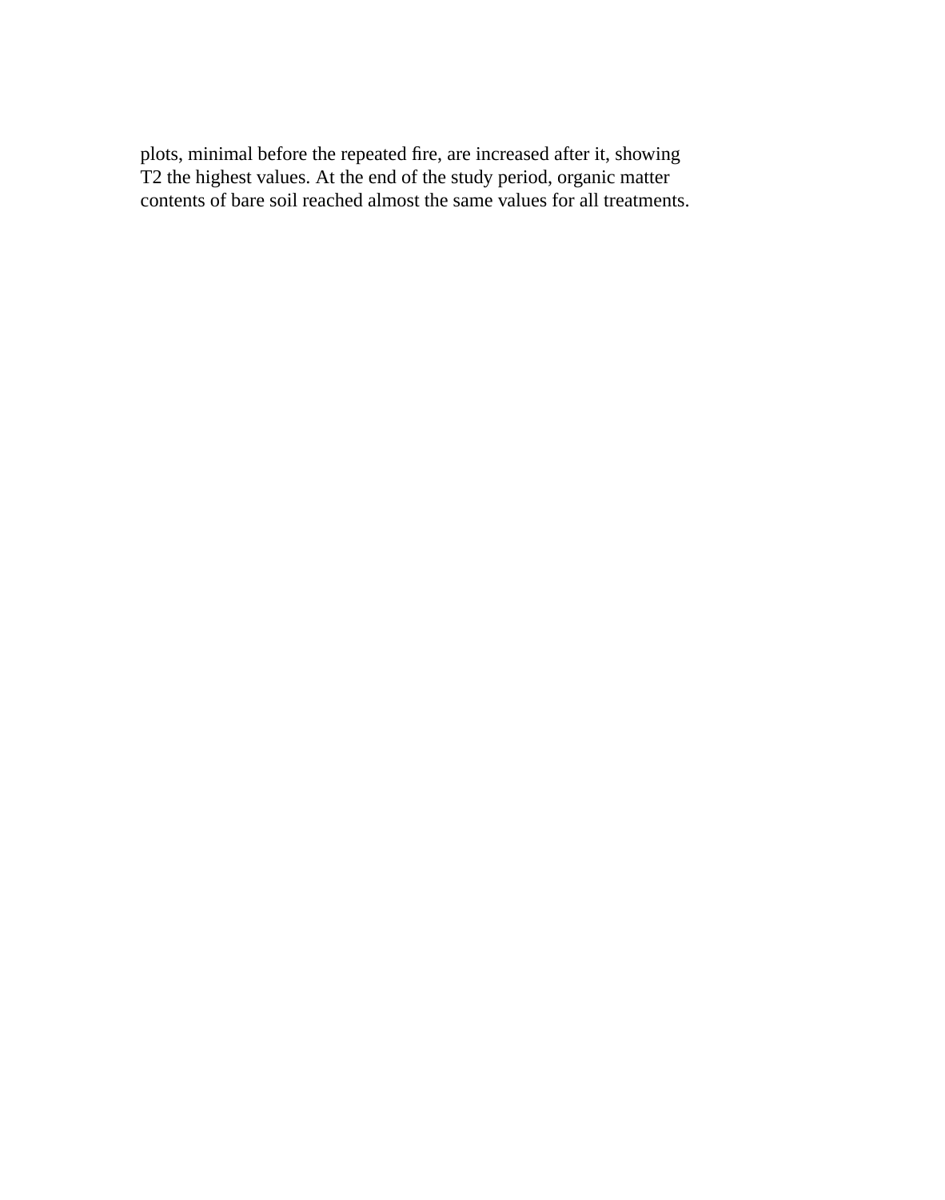plots, minimal before the repeated fire, are increased after it, showing T2 the highest values. At the end of the study period, organic matter contents of bare soil reached almost the same values for all treatments.